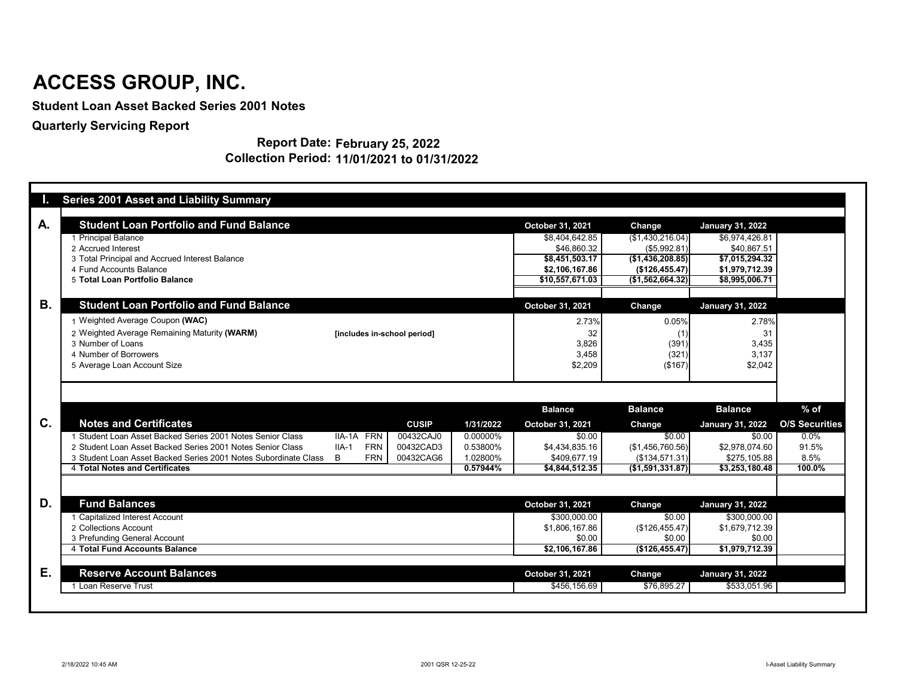# ACCESS GROUP, INC.

**Student Loan Asset Backed Series 2001 Notes**

**Quarterly Servicing Report**

**Report Date: February 25, 2022**

**Collection Period: 11/01/2021 to 01/31/2022**

## I. Series 2001 Asset and Liability Summary

### A. Student Loan Portfolio and Fund Balance

| | October 31, 2021 | Change | January 31, 2022 |
|---|---|---|---|
| 1 Principal Balance | $8,404,642.85 | ($1,430,216.04) | $6,974,426.81 |
| 2 Accrued Interest | $46,860.32 | ($5,992.81) | $40,867.51 |
| 3 Total Principal and Accrued Interest Balance | **$8,451,503.17** | **($1,436,208.85)** | **$7,015,294.32** |
| 4 Fund Accounts Balance | **$2,106,167.86** | **($126,455.47)** | **$1,979,712.39** |
| 5 **Total Loan Portfolio Balance** | **$10,557,671.03** | **($1,562,664.32)** | **$8,995,006.71** |

### B. Student Loan Portfolio and Fund Balance

| | October 31, 2021 | Change | January 31, 2022 |
|---|---|---|---|
| 1 Weighted Average Coupon **(WAC)** | 2.73% | 0.05% | 2.78% |
| 2 Weighted Average Remaining Maturity **(WARM)** [includes in-school period] | 32 | (1) | 31 |
| 3 Number of Loans | 3,826 | (391) | 3,435 |
| 4 Number of Borrowers | 3,458 | (321) | 3,137 |
| 5 Average Loan Account Size | $2,209 | ($167) | $2,042 |

### C. Notes and Certificates

| Notes and Certificates | | | CUSIP | 1/31/2022 | Balance October 31, 2021 | Balance Change | Balance January 31, 2022 | % of O/S Securities |
|---|---|---|---|---|---|---|---|---|
| 1 Student Loan Asset Backed Series 2001 Notes Senior Class | IIA-1A | FRN | 00432CAJ0 | 0.00000% | $0.00 | $0.00 | $0.00 | 0.0% |
| 2 Student Loan Asset Backed Series 2001 Notes Senior Class | IIA-1 | FRN | 00432CAD3 | 0.53800% | $4,434,835.16 | ($1,456,760.56) | $2,978,074.60 | 91.5% |
| 3 Student Loan Asset Backed Series 2001 Notes Subordinate Class | B | FRN | 00432CAG6 | 1.02800% | $409,677.19 | ($134,571.31) | $275,105.88 | 8.5% |
| 4 **Total Notes and Certificates** | | | | **0.57944%** | **$4,844,512.35** | **($1,591,331.87)** | **$3,253,180.48** | **100.0%** |

### D. Fund Balances

| | October 31, 2021 | Change | January 31, 2022 |
|---|---|---|---|
| 1 Capitalized Interest Account | $300,000.00 | $0.00 | $300,000.00 |
| 2 Collections Account | $1,806,167.86 | ($126,455.47) | $1,679,712.39 |
| 3 Prefunding General Account | $0.00 | $0.00 | $0.00 |
| 4 **Total Fund Accounts Balance** | **$2,106,167.86** | **($126,455.47)** | **$1,979,712.39** |

### E. Reserve Account Balances

| | October 31, 2021 | Change | January 31, 2022 |
|---|---|---|---|
| 1 Loan Reserve Trust | $456,156.69 | $76,895.27 | $533,051.96 |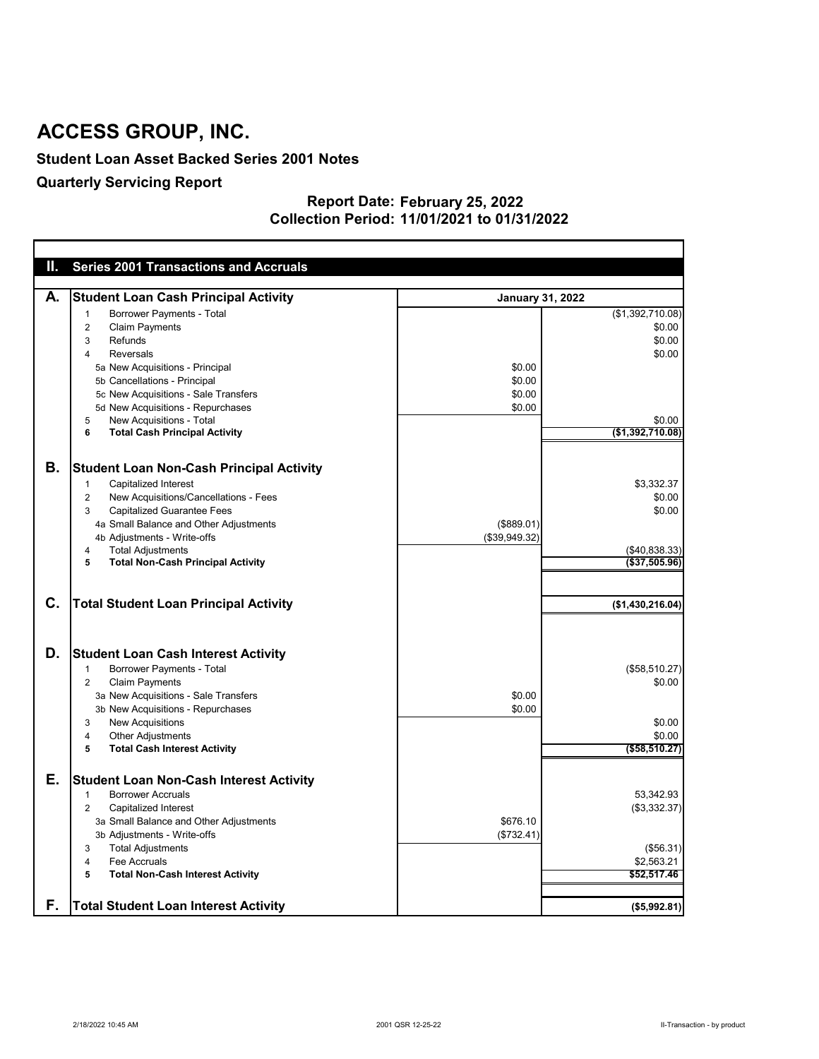# ACCESS GROUP, INC.

## Student Loan Asset Backed Series 2001 Notes

## Quarterly Servicing Report

**Report Date: February 25, 2022**
**Collection Period: 11/01/2021 to 01/31/2022**

| II. | Series 2001 Transactions and Accruals | | |
|---|---|---|---|
| **A.** | **Student Loan Cash Principal Activity** | **January 31, 2022** | |
| | 1 Borrower Payments - Total | | ($1,392,710.08) |
| | 2 Claim Payments | | $0.00 |
| | 3 Refunds | | $0.00 |
| | 4 Reversals | | $0.00 |
| | 5a New Acquisitions - Principal | $0.00 | |
| | 5b Cancellations - Principal | $0.00 | |
| | 5c New Acquisitions - Sale Transfers | $0.00 | |
| | 5d New Acquisitions - Repurchases | $0.00 | |
| | 5 New Acquisitions - Total | | $0.00 |
| | **6 Total Cash Principal Activity** | | **($1,392,710.08)** |
| **B.** | **Student Loan Non-Cash Principal Activity** | | |
| | 1 Capitalized Interest | | $3,332.37 |
| | 2 New Acquisitions/Cancellations - Fees | | $0.00 |
| | 3 Capitalized Guarantee Fees | | $0.00 |
| | 4a Small Balance and Other Adjustments | ($889.01) | |
| | 4b Adjustments - Write-offs | ($39,949.32) | |
| | 4 Total Adjustments | | ($40,838.33) |
| | **5 Total Non-Cash Principal Activity** | | **($37,505.96)** |
| **C.** | **Total Student Loan Principal Activity** | | **($1,430,216.04)** |
| **D.** | **Student Loan Cash Interest Activity** | | |
| | 1 Borrower Payments - Total | | ($58,510.27) |
| | 2 Claim Payments | | $0.00 |
| | 3a New Acquisitions - Sale Transfers | $0.00 | |
| | 3b New Acquisitions - Repurchases | $0.00 | |
| | 3 New Acquisitions | | $0.00 |
| | 4 Other Adjustments | | $0.00 |
| | **5 Total Cash Interest Activity** | | **($58,510.27)** |
| **E.** | **Student Loan Non-Cash Interest Activity** | | |
| | 1 Borrower Accruals | | 53,342.93 |
| | 2 Capitalized Interest | | ($3,332.37) |
| | 3a Small Balance and Other Adjustments | $676.10 | |
| | 3b Adjustments - Write-offs | ($732.41) | |
| | 3 Total Adjustments | | ($56.31) |
| | 4 Fee Accruals | | $2,563.21 |
| | **5 Total Non-Cash Interest Activity** | | **$52,517.46** |
| **F.** | **Total Student Loan Interest Activity** | | **($5,992.81)** |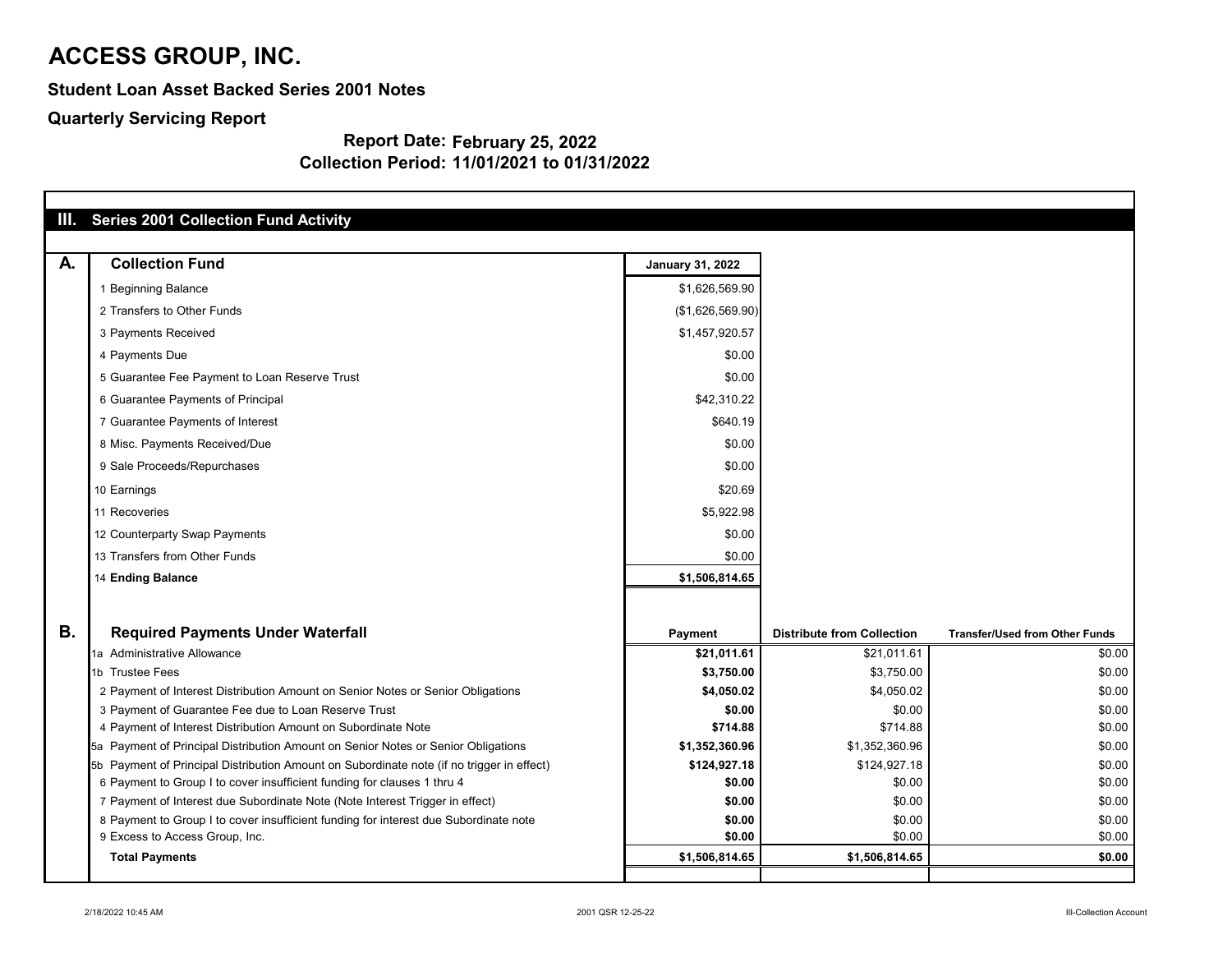# ACCESS GROUP, INC.

**Student Loan Asset Backed Series 2001 Notes**

**Quarterly Servicing Report**

**Report Date: February 25, 2022**

**Collection Period: 11/01/2021 to 01/31/2022**

## III. Series 2001 Collection Fund Activity

### A. Collection Fund

| | **January 31, 2022** |
|---|---|
| 1 Beginning Balance | $1,626,569.90 |
| 2 Transfers to Other Funds | ($1,626,569.90) |
| 3 Payments Received | $1,457,920.57 |
| 4 Payments Due | $0.00 |
| 5 Guarantee Fee Payment to Loan Reserve Trust | $0.00 |
| 6 Guarantee Payments of Principal | $42,310.22 |
| 7 Guarantee Payments of Interest | $640.19 |
| 8 Misc. Payments Received/Due | $0.00 |
| 9 Sale Proceeds/Repurchases | $0.00 |
| 10 Earnings | $20.69 |
| 11 Recoveries | $5,922.98 |
| 12 Counterparty Swap Payments | $0.00 |
| 13 Transfers from Other Funds | $0.00 |
| 14 **Ending Balance** | **$1,506,814.65** |

### B. Required Payments Under Waterfall

| | **Payment** | **Distribute from Collection** | **Transfer/Used from Other Funds** |
|---|---|---|---|
| 1a Administrative Allowance | **$21,011.61** | $21,011.61 | $0.00 |
| 1b Trustee Fees | **$3,750.00** | $3,750.00 | $0.00 |
| 2 Payment of Interest Distribution Amount on Senior Notes or Senior Obligations | **$4,050.02** | $4,050.02 | $0.00 |
| 3 Payment of Guarantee Fee due to Loan Reserve Trust | **$0.00** | $0.00 | $0.00 |
| 4 Payment of Interest Distribution Amount on Subordinate Note | **$714.88** | $714.88 | $0.00 |
| 5a Payment of Principal Distribution Amount on Senior Notes or Senior Obligations | **$1,352,360.96** | $1,352,360.96 | $0.00 |
| 5b Payment of Principal Distribution Amount on Subordinate note (if no trigger in effect) | **$124,927.18** | $124,927.18 | $0.00 |
| 6 Payment to Group I to cover insufficient funding for clauses 1 thru 4 | **$0.00** | $0.00 | $0.00 |
| 7 Payment of Interest due Subordinate Note (Note Interest Trigger in effect) | **$0.00** | $0.00 | $0.00 |
| 8 Payment to Group I to cover insufficient funding for interest due Subordinate note | **$0.00** | $0.00 | $0.00 |
| 9 Excess to Access Group, Inc. | **$0.00** | $0.00 | $0.00 |
| **Total Payments** | **$1,506,814.65** | **$1,506,814.65** | **$0.00** |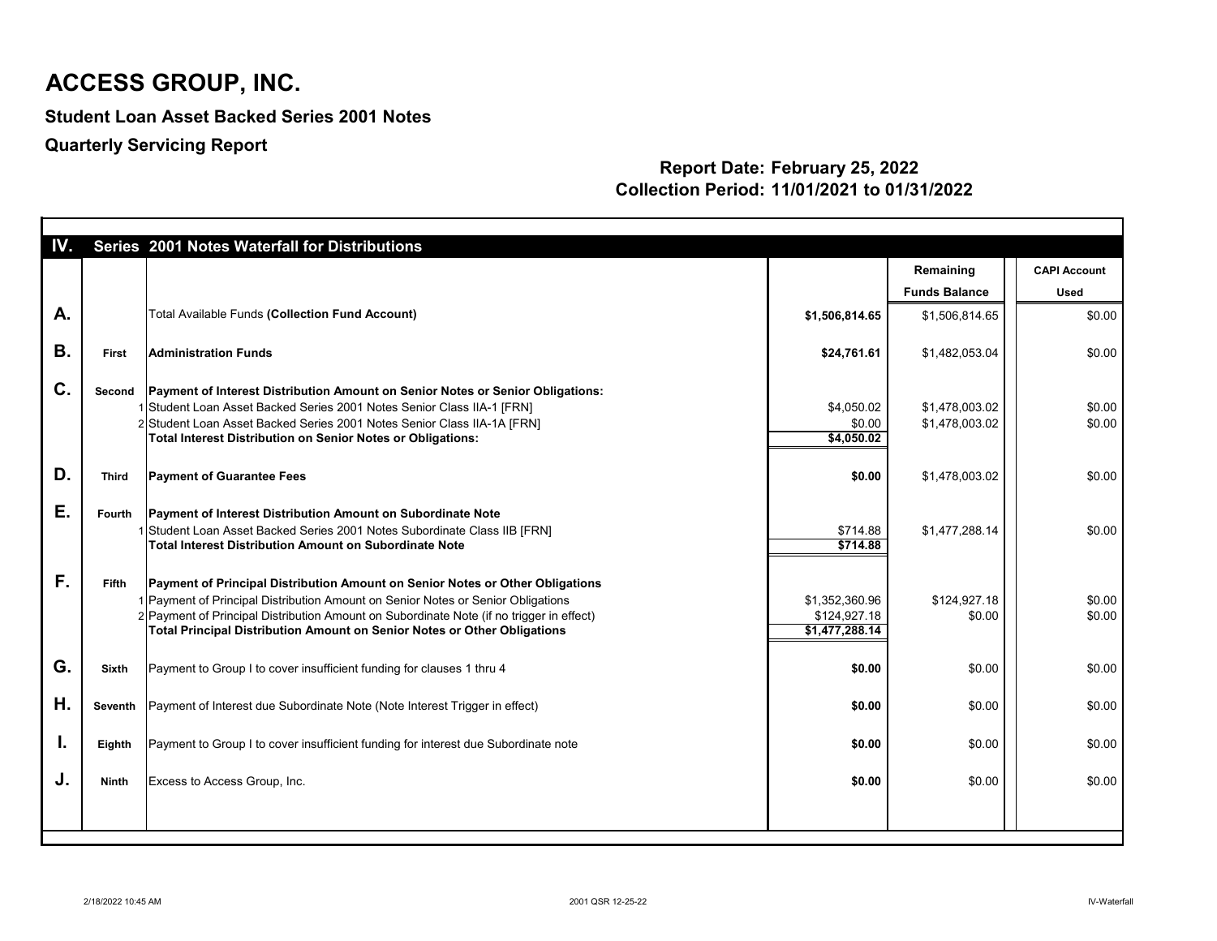# ACCESS GROUP, INC.

## Student Loan Asset Backed Series 2001 Notes

## Quarterly Servicing Report

**Report Date: February 25, 2022**
**Collection Period: 11/01/2021 to 01/31/2022**

### IV. Series 2001 Notes Waterfall for Distributions

| | | | | Remaining Funds Balance | CAPI Account Used |
|---|---|---|---|---|---|
| **A.** | | Total Available Funds **(Collection Fund Account)** | **$1,506,814.65** | $1,506,814.65 | $0.00 |
| **B.** | **First** | **Administration Funds** | **$24,761.61** | $1,482,053.04 | $0.00 |
| **C.** | **Second** | **Payment of Interest Distribution Amount on Senior Notes or Senior Obligations:** | | | |
| | 1 | Student Loan Asset Backed Series 2001 Notes Senior Class IIA-1 [FRN] | $4,050.02 | $1,478,003.02 | $0.00 |
| | 2 | Student Loan Asset Backed Series 2001 Notes Senior Class IIA-1A [FRN] | $0.00 | $1,478,003.02 | $0.00 |
| | | **Total Interest Distribution on Senior Notes or Obligations:** | **$4,050.02** | | |
| **D.** | **Third** | **Payment of Guarantee Fees** | **$0.00** | $1,478,003.02 | $0.00 |
| **E.** | **Fourth** | **Payment of Interest Distribution Amount on Subordinate Note** | | | |
| | 1 | Student Loan Asset Backed Series 2001 Notes Subordinate Class IIB [FRN] | $714.88 | $1,477,288.14 | $0.00 |
| | | **Total Interest Distribution Amount on Subordinate Note** | **$714.88** | | |
| **F.** | **Fifth** | **Payment of Principal Distribution Amount on Senior Notes or Other Obligations** | | | |
| | 1 | Payment of Principal Distribution Amount on Senior Notes or Senior Obligations | $1,352,360.96 | $124,927.18 | $0.00 |
| | 2 | Payment of Principal Distribution Amount on Subordinate Note (if no trigger in effect) | $124,927.18 | $0.00 | $0.00 |
| | | **Total Principal Distribution Amount on Senior Notes or Other Obligations** | **$1,477,288.14** | | |
| **G.** | **Sixth** | Payment to Group I to cover insufficient funding for clauses 1 thru 4 | **$0.00** | $0.00 | $0.00 |
| **H.** | **Seventh** | Payment of Interest due Subordinate Note (Note Interest Trigger in effect) | **$0.00** | $0.00 | $0.00 |
| **I.** | **Eighth** | Payment to Group I to cover insufficient funding for interest due Subordinate note | **$0.00** | $0.00 | $0.00 |
| **J.** | **Ninth** | Excess to Access Group, Inc. | **$0.00** | $0.00 | $0.00 |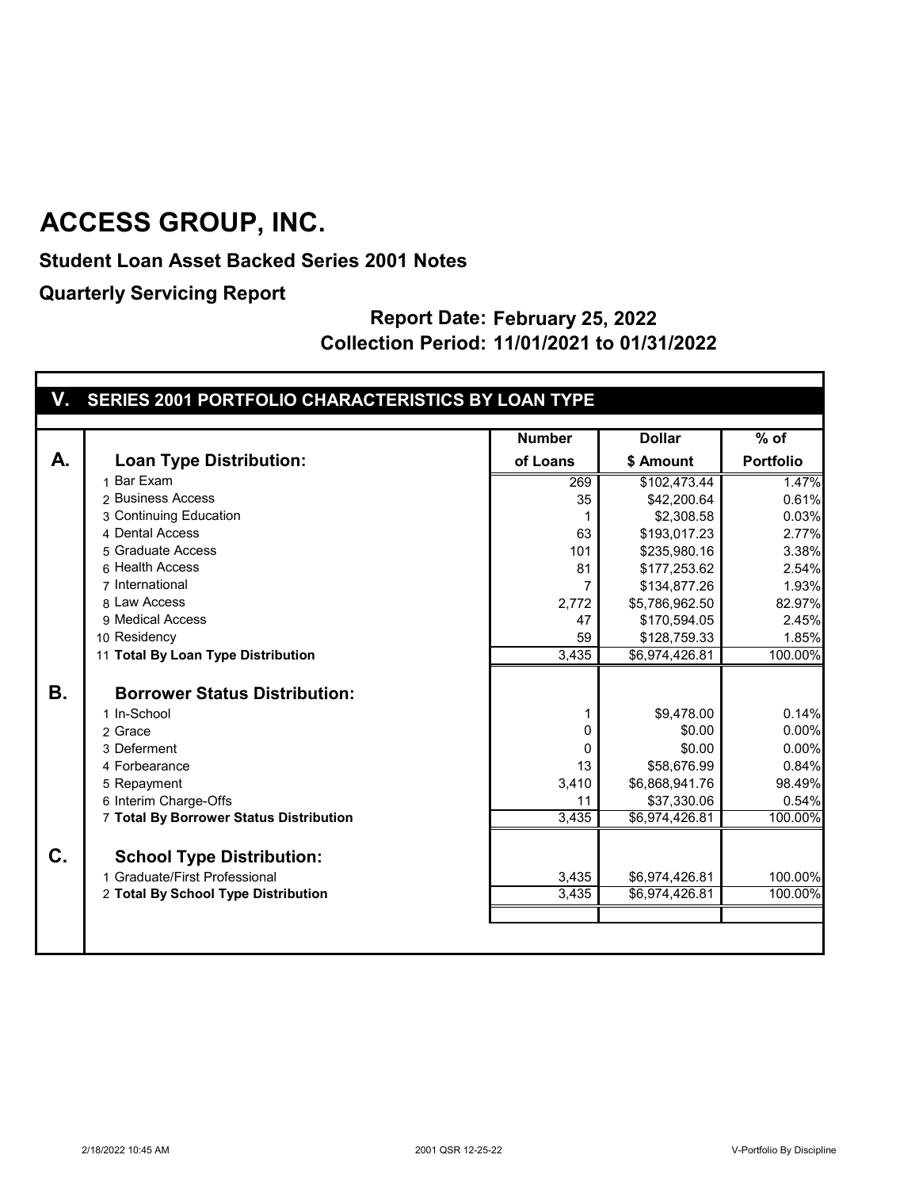# ACCESS GROUP, INC.

**Student Loan Asset Backed Series 2001 Notes**

**Quarterly Servicing Report**

**Report Date: February 25, 2022**

**Collection Period: 11/01/2021 to 01/31/2022**

## V. SERIES 2001 PORTFOLIO CHARACTERISTICS BY LOAN TYPE

| | | Number of Loans | Dollar $ Amount | % of Portfolio |
|---|---|---|---|---|
| **A.** | **Loan Type Distribution:** | | | |
| | 1 Bar Exam | 269 | $102,473.44 | 1.47% |
| | 2 Business Access | 35 | $42,200.64 | 0.61% |
| | 3 Continuing Education | 1 | $2,308.58 | 0.03% |
| | 4 Dental Access | 63 | $193,017.23 | 2.77% |
| | 5 Graduate Access | 101 | $235,980.16 | 3.38% |
| | 6 Health Access | 81 | $177,253.62 | 2.54% |
| | 7 International | 7 | $134,877.26 | 1.93% |
| | 8 Law Access | 2,772 | $5,786,962.50 | 82.97% |
| | 9 Medical Access | 47 | $170,594.05 | 2.45% |
| | 10 Residency | 59 | $128,759.33 | 1.85% |
| | 11 **Total By Loan Type Distribution** | 3,435 | $6,974,426.81 | 100.00% |
| **B.** | **Borrower Status Distribution:** | | | |
| | 1 In-School | 1 | $9,478.00 | 0.14% |
| | 2 Grace | 0 | $0.00 | 0.00% |
| | 3 Deferment | 0 | $0.00 | 0.00% |
| | 4 Forbearance | 13 | $58,676.99 | 0.84% |
| | 5 Repayment | 3,410 | $6,868,941.76 | 98.49% |
| | 6 Interim Charge-Offs | 11 | $37,330.06 | 0.54% |
| | 7 **Total By Borrower Status Distribution** | 3,435 | $6,974,426.81 | 100.00% |
| **C.** | **School Type Distribution:** | | | |
| | 1 Graduate/First Professional | 3,435 | $6,974,426.81 | 100.00% |
| | 2 **Total By School Type Distribution** | 3,435 | $6,974,426.81 | 100.00% |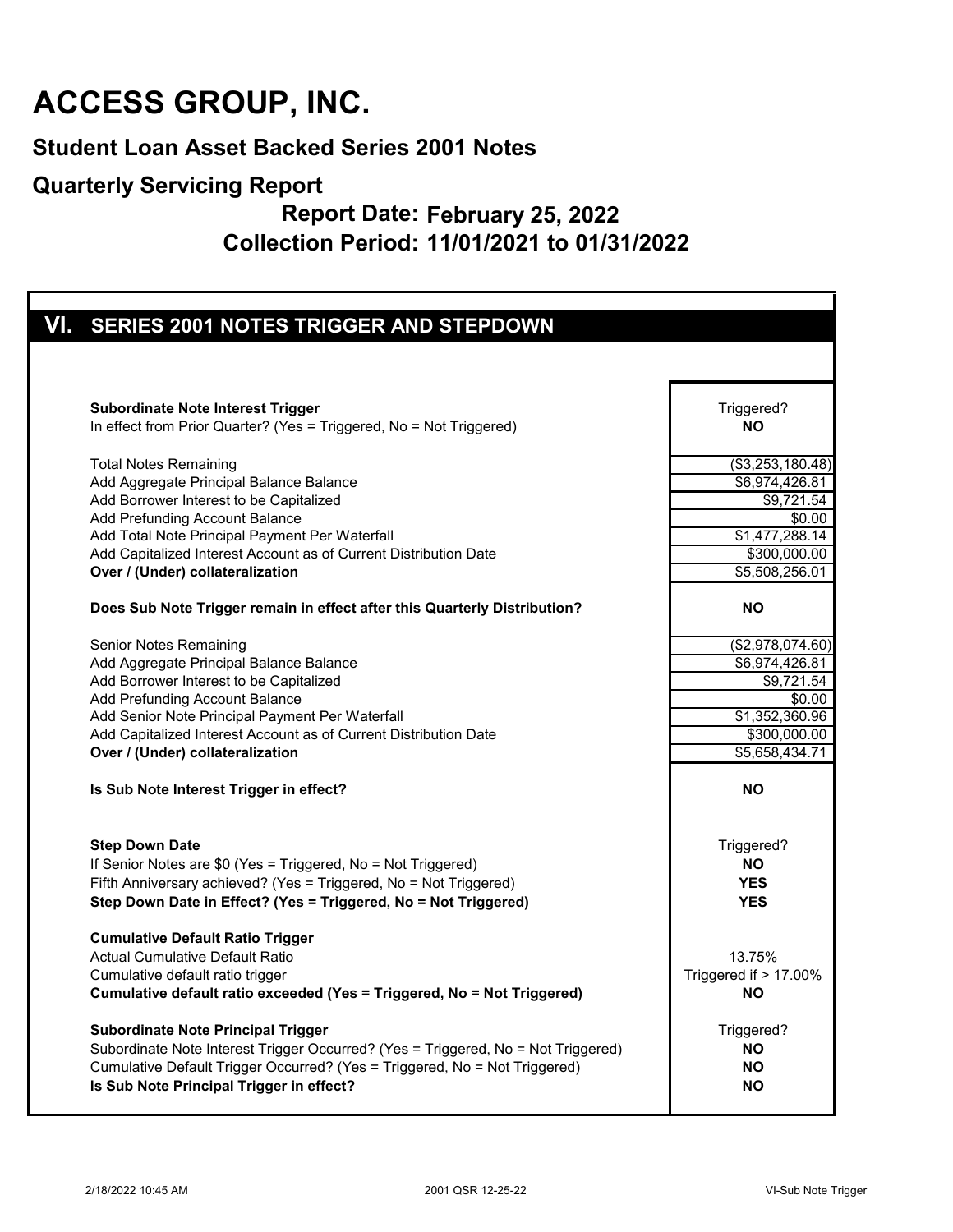# ACCESS GROUP, INC.

## Student Loan Asset Backed Series 2001 Notes

## Quarterly Servicing Report

### Report Date: February 25, 2022
### Collection Period: 11/01/2021 to 01/31/2022

## VI. SERIES 2001 NOTES TRIGGER AND STEPDOWN

| | |
|---|---|
| **Subordinate Note Interest Trigger** | Triggered? |
| In effect from Prior Quarter? (Yes = Triggered, No = Not Triggered) | **NO** |
| | |
| Total Notes Remaining | ($3,253,180.48) |
| Add Aggregate Principal Balance Balance | $6,974,426.81 |
| Add Borrower Interest to be Capitalized | $9,721.54 |
| Add Prefunding Account Balance | $0.00 |
| Add Total Note Principal Payment Per Waterfall | $1,477,288.14 |
| Add Capitalized Interest Account as of Current Distribution Date | $300,000.00 |
| **Over / (Under) collateralization** | $5,508,256.01 |
| | |
| **Does Sub Note Trigger remain in effect after this Quarterly Distribution?** | **NO** |
| | |
| Senior Notes Remaining | ($2,978,074.60) |
| Add Aggregate Principal Balance Balance | $6,974,426.81 |
| Add Borrower Interest to be Capitalized | $9,721.54 |
| Add Prefunding Account Balance | $0.00 |
| Add Senior Note Principal Payment Per Waterfall | $1,352,360.96 |
| Add Capitalized Interest Account as of Current Distribution Date | $300,000.00 |
| **Over / (Under) collateralization** | $5,658,434.71 |
| | |
| **Is Sub Note Interest Trigger in effect?** | **NO** |
| | |
| **Step Down Date** | Triggered? |
| If Senior Notes are $0 (Yes = Triggered, No = Not Triggered) | **NO** |
| Fifth Anniversary achieved? (Yes = Triggered, No = Not Triggered) | **YES** |
| **Step Down Date in Effect? (Yes = Triggered, No = Not Triggered)** | **YES** |
| | |
| **Cumulative Default Ratio Trigger** | |
| Actual Cumulative Default Ratio | 13.75% |
| Cumulative default ratio trigger | Triggered if > 17.00% |
| **Cumulative default ratio exceeded (Yes = Triggered, No = Not Triggered)** | **NO** |
| | |
| **Subordinate Note Principal Trigger** | Triggered? |
| Subordinate Note Interest Trigger Occurred? (Yes = Triggered, No = Not Triggered) | **NO** |
| Cumulative Default Trigger Occurred? (Yes = Triggered, No = Not Triggered) | **NO** |
| **Is Sub Note Principal Trigger in effect?** | **NO** |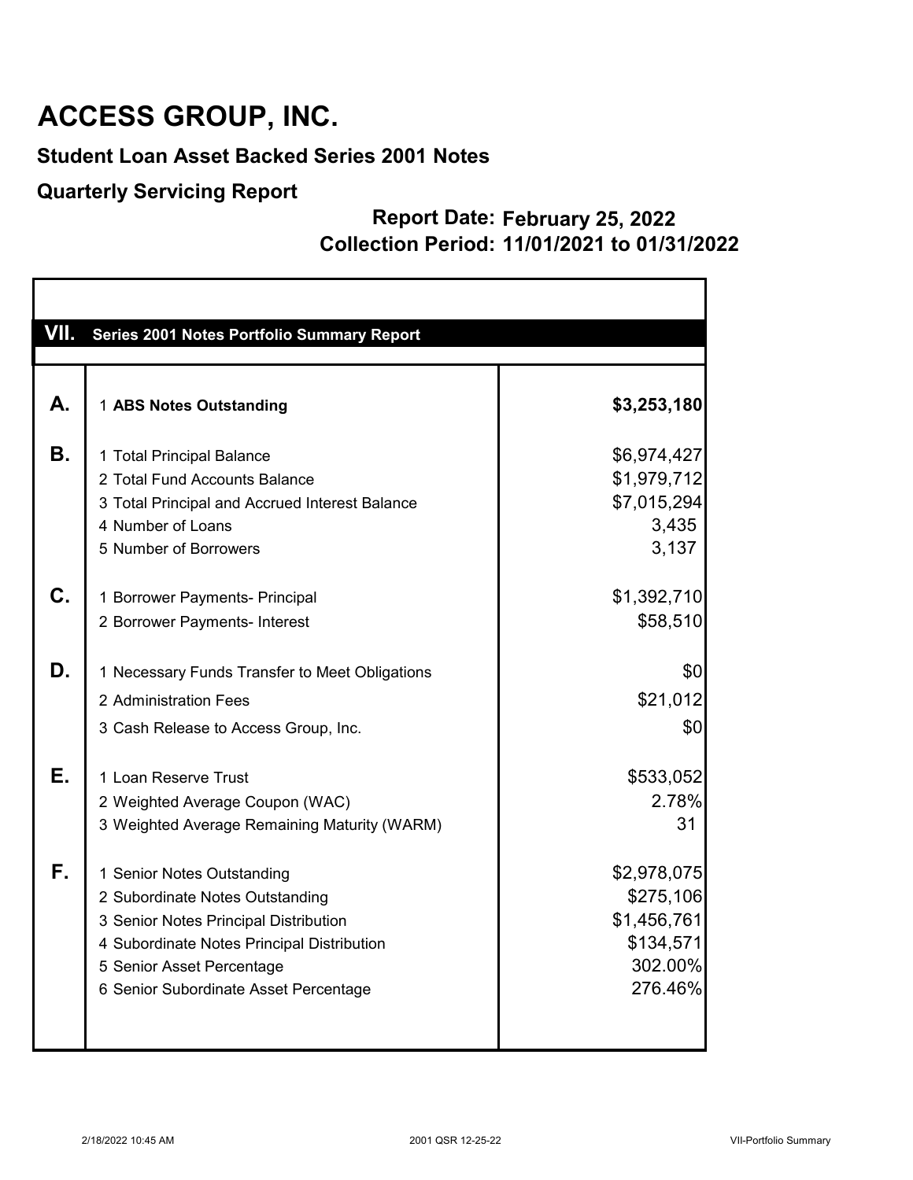# ACCESS GROUP, INC.

## Student Loan Asset Backed Series 2001 Notes

## Quarterly Servicing Report

**Report Date: February 25, 2022**
**Collection Period: 11/01/2021 to 01/31/2022**

| VII. | Series 2001 Notes Portfolio Summary Report | |
|---|---|---|
| **A.** | 1 **ABS Notes Outstanding** | **$3,253,180** |
| **B.** | 1 Total Principal Balance | $6,974,427 |
| | 2 Total Fund Accounts Balance | $1,979,712 |
| | 3 Total Principal and Accrued Interest Balance | $7,015,294 |
| | 4 Number of Loans | 3,435 |
| | 5 Number of Borrowers | 3,137 |
| **C.** | 1 Borrower Payments- Principal | $1,392,710 |
| | 2 Borrower Payments- Interest | $58,510 |
| **D.** | 1 Necessary Funds Transfer to Meet Obligations | $0 |
| | 2 Administration Fees | $21,012 |
| | 3 Cash Release to Access Group, Inc. | $0 |
| **E.** | 1 Loan Reserve Trust | $533,052 |
| | 2 Weighted Average Coupon (WAC) | 2.78% |
| | 3 Weighted Average Remaining Maturity (WARM) | 31 |
| **F.** | 1 Senior Notes Outstanding | $2,978,075 |
| | 2 Subordinate Notes Outstanding | $275,106 |
| | 3 Senior Notes Principal Distribution | $1,456,761 |
| | 4 Subordinate Notes Principal Distribution | $134,571 |
| | 5 Senior Asset Percentage | 302.00% |
| | 6 Senior Subordinate Asset Percentage | 276.46% |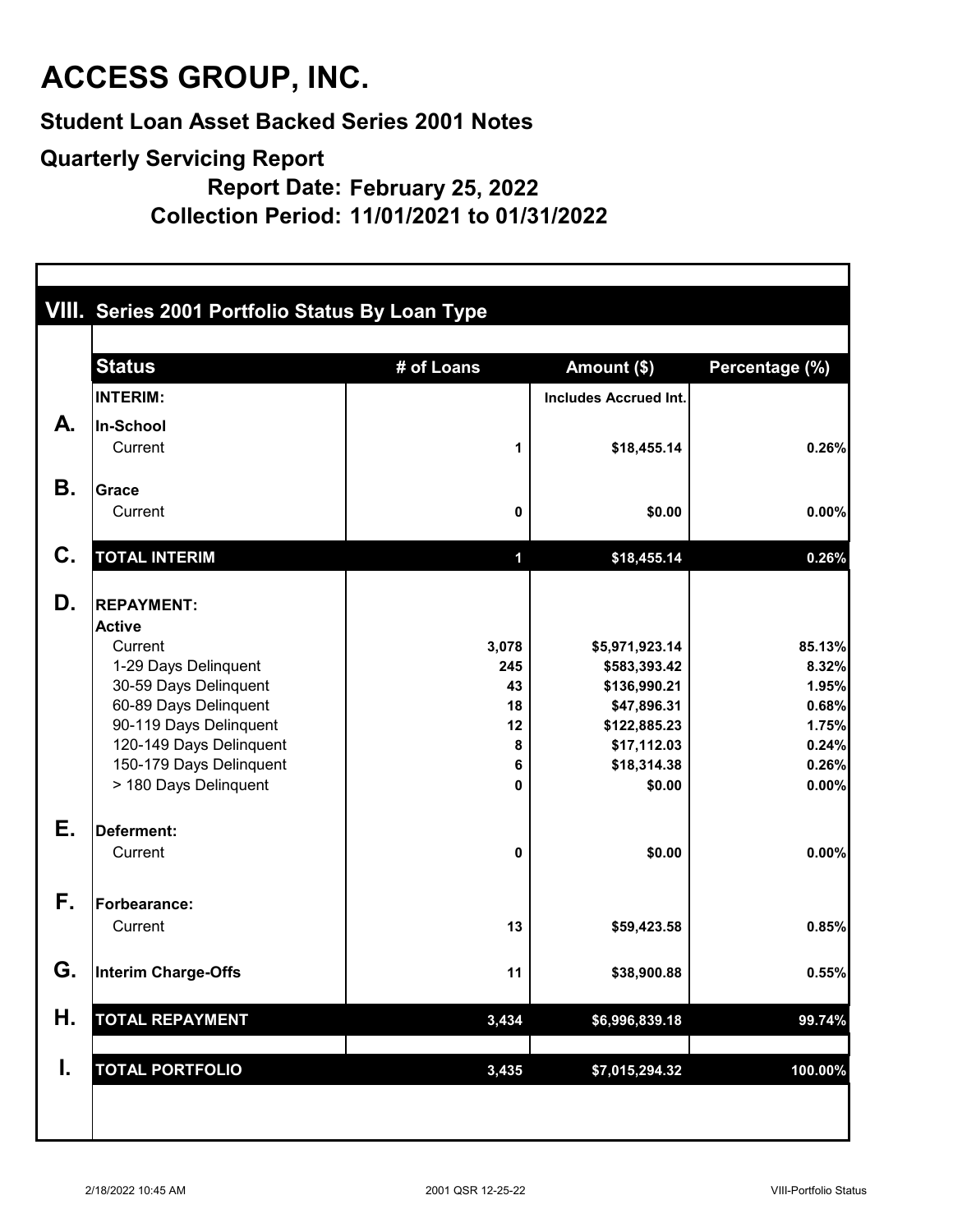# ACCESS GROUP, INC.

## Student Loan Asset Backed Series 2001 Notes

## Quarterly Servicing Report

**Report Date: February 25, 2022**

**Collection Period: 11/01/2021 to 01/31/2022**

### VIII. Series 2001 Portfolio Status By Loan Type

| | Status | # of Loans | Amount ($) | Percentage (%) |
|---|---|---|---|---|
| | **INTERIM:** | | **Includes Accrued Int.** | |
| **A.** | **In-School** | | | |
| | Current | 1 | $18,455.14 | 0.26% |
| **B.** | **Grace** | | | |
| | Current | 0 | $0.00 | 0.00% |
| **C.** | **TOTAL INTERIM** | **1** | **$18,455.14** | **0.26%** |
| **D.** | **REPAYMENT:** | | | |
| | **Active** | | | |
| | Current | 3,078 | $5,971,923.14 | 85.13% |
| | 1-29 Days Delinquent | 245 | $583,393.42 | 8.32% |
| | 30-59 Days Delinquent | 43 | $136,990.21 | 1.95% |
| | 60-89 Days Delinquent | 18 | $47,896.31 | 0.68% |
| | 90-119 Days Delinquent | 12 | $122,885.23 | 1.75% |
| | 120-149 Days Delinquent | 8 | $17,112.03 | 0.24% |
| | 150-179 Days Delinquent | 6 | $18,314.38 | 0.26% |
| | > 180 Days Delinquent | 0 | $0.00 | 0.00% |
| **E.** | **Deferment:** | | | |
| | Current | 0 | $0.00 | 0.00% |
| **F.** | **Forbearance:** | | | |
| | Current | 13 | $59,423.58 | 0.85% |
| **G.** | **Interim Charge-Offs** | 11 | $38,900.88 | 0.55% |
| **H.** | **TOTAL REPAYMENT** | **3,434** | **$6,996,839.18** | **99.74%** |
| **I.** | **TOTAL PORTFOLIO** | **3,435** | **$7,015,294.32** | **100.00%** |

2/18/2022 10:45 AM | 2001 QSR 12-25-22 | VIII-Portfolio Status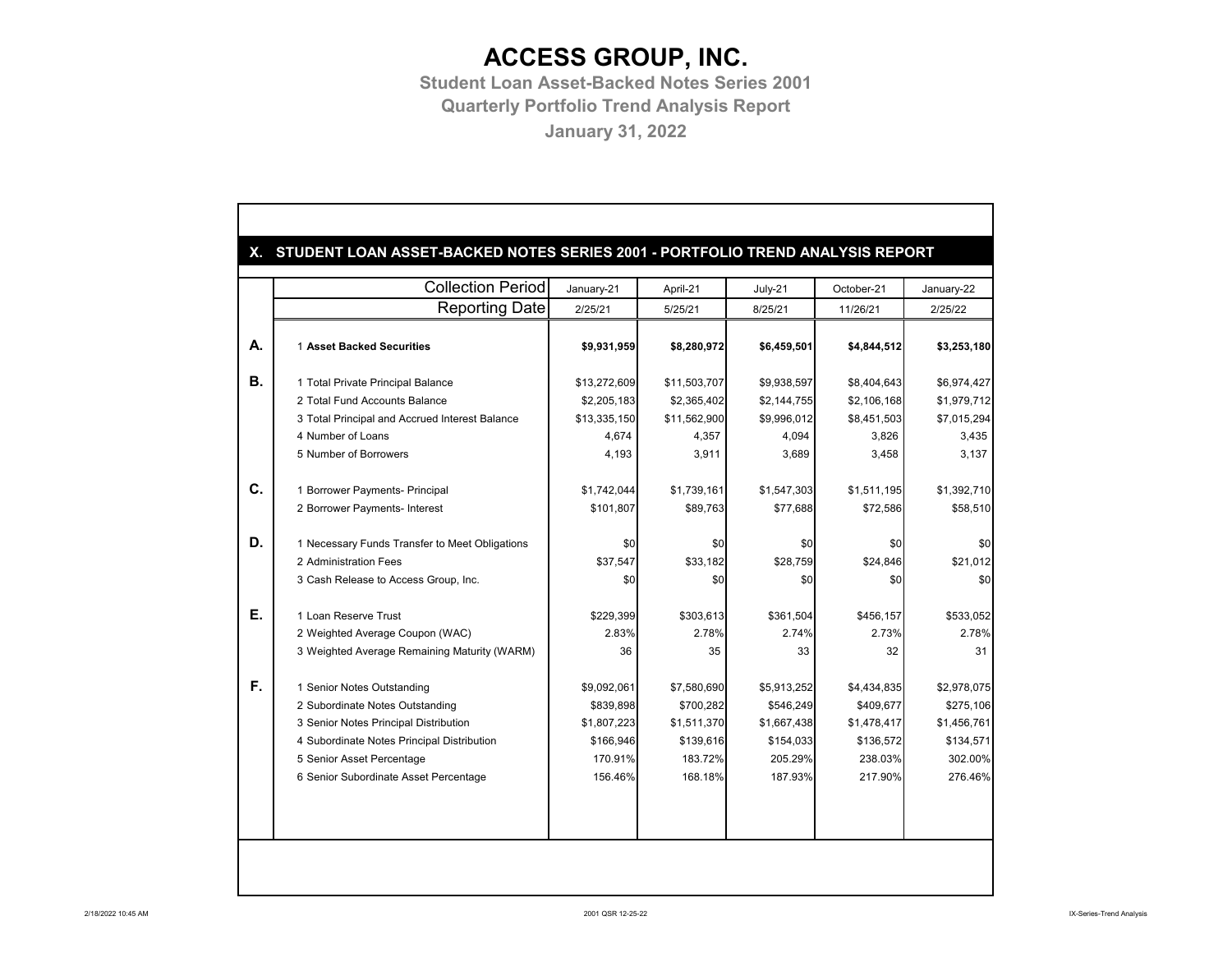# ACCESS GROUP, INC.

## Student Loan Asset-Backed Notes Series 2001

## Quarterly Portfolio Trend Analysis Report

## January 31, 2022

### X. STUDENT LOAN ASSET-BACKED NOTES SERIES 2001 - PORTFOLIO TREND ANALYSIS REPORT

| | Collection Period | January-21 | April-21 | July-21 | October-21 | January-22 |
|---|---|---|---|---|---|---|
| | Reporting Date | 2/25/21 | 5/25/21 | 8/25/21 | 11/26/21 | 2/25/22 |
| **A.** | 1 **Asset Backed Securities** | **$9,931,959** | **$8,280,972** | **$6,459,501** | **$4,844,512** | **$3,253,180** |
| **B.** | 1 Total Private Principal Balance | $13,272,609 | $11,503,707 | $9,938,597 | $8,404,643 | $6,974,427 |
| | 2 Total Fund Accounts Balance | $2,205,183 | $2,365,402 | $2,144,755 | $2,106,168 | $1,979,712 |
| | 3 Total Principal and Accrued Interest Balance | $13,335,150 | $11,562,900 | $9,996,012 | $8,451,503 | $7,015,294 |
| | 4 Number of Loans | 4,674 | 4,357 | 4,094 | 3,826 | 3,435 |
| | 5 Number of Borrowers | 4,193 | 3,911 | 3,689 | 3,458 | 3,137 |
| **C.** | 1 Borrower Payments- Principal | $1,742,044 | $1,739,161 | $1,547,303 | $1,511,195 | $1,392,710 |
| | 2 Borrower Payments- Interest | $101,807 | $89,763 | $77,688 | $72,586 | $58,510 |
| **D.** | 1 Necessary Funds Transfer to Meet Obligations | $0 | $0 | $0 | $0 | $0 |
| | 2 Administration Fees | $37,547 | $33,182 | $28,759 | $24,846 | $21,012 |
| | 3 Cash Release to Access Group, Inc. | $0 | $0 | $0 | $0 | $0 |
| **E.** | 1 Loan Reserve Trust | $229,399 | $303,613 | $361,504 | $456,157 | $533,052 |
| | 2 Weighted Average Coupon (WAC) | 2.83% | 2.78% | 2.74% | 2.73% | 2.78% |
| | 3 Weighted Average Remaining Maturity (WARM) | 36 | 35 | 33 | 32 | 31 |
| **F.** | 1 Senior Notes Outstanding | $9,092,061 | $7,580,690 | $5,913,252 | $4,434,835 | $2,978,075 |
| | 2 Subordinate Notes Outstanding | $839,898 | $700,282 | $546,249 | $409,677 | $275,106 |
| | 3 Senior Notes Principal Distribution | $1,807,223 | $1,511,370 | $1,667,438 | $1,478,417 | $1,456,761 |
| | 4 Subordinate Notes Principal Distribution | $166,946 | $139,616 | $154,033 | $136,572 | $134,571 |
| | 5 Senior Asset Percentage | 170.91% | 183.72% | 205.29% | 238.03% | 302.00% |
| | 6 Senior Subordinate Asset Percentage | 156.46% | 168.18% | 187.93% | 217.90% | 276.46% |